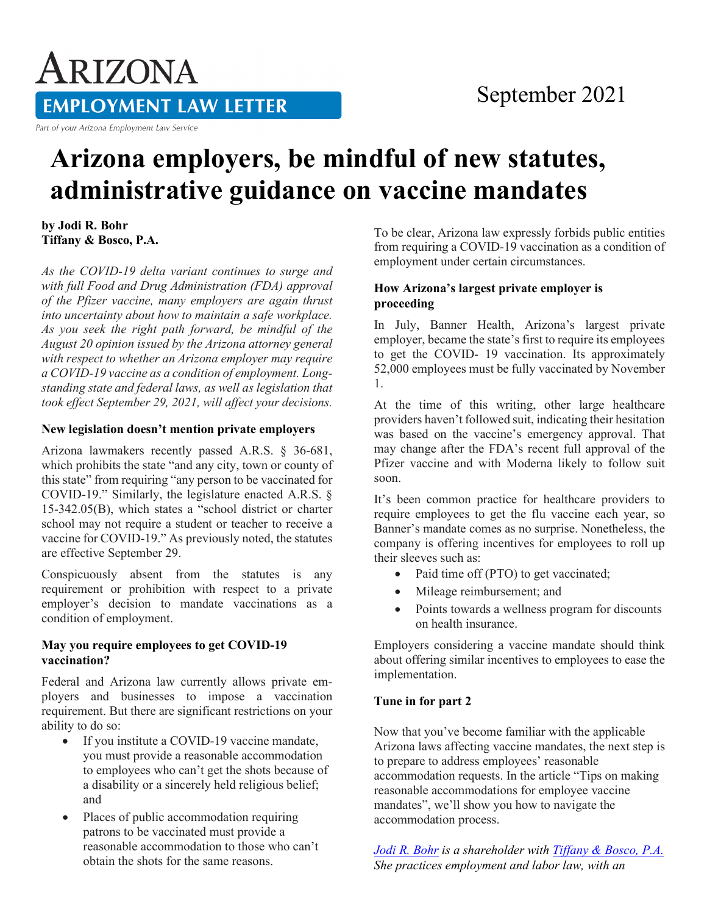# ARIZONA EMPLOYMENT LAW LETTER

Part of your Arizona Employment Law Service

September 2021

# Arizona employers, be mindful of new statutes, administrative guidance on vaccine mandates

**by Jodi R. Bohr**
**Tiffany & Bosco, P.A.**

*As the COVID-19 delta variant continues to surge and with full Food and Drug Administration (FDA) approval of the Pfizer vaccine, many employers are again thrust into uncertainty about how to maintain a safe workplace. As you seek the right path forward, be mindful of the August 20 opinion issued by the Arizona attorney general with respect to whether an Arizona employer may require a COVID-19 vaccine as a condition of employment. Long-standing state and federal laws, as well as legislation that took effect September 29, 2021, will affect your decisions.*

### New legislation doesn't mention private employers

Arizona lawmakers recently passed A.R.S. § 36-681, which prohibits the state "and any city, town or county of this state" from requiring "any person to be vaccinated for COVID-19." Similarly, the legislature enacted A.R.S. § 15-342.05(B), which states a "school district or charter school may not require a student or teacher to receive a vaccine for COVID-19." As previously noted, the statutes are effective September 29.

Conspicuously absent from the statutes is any requirement or prohibition with respect to a private employer's decision to mandate vaccinations as a condition of employment.

### May you require employees to get COVID-19 vaccination?

Federal and Arizona law currently allows private employers and businesses to impose a vaccination requirement. But there are significant restrictions on your ability to do so:

- If you institute a COVID-19 vaccine mandate, you must provide a reasonable accommodation to employees who can't get the shots because of a disability or a sincerely held religious belief; and
- Places of public accommodation requiring patrons to be vaccinated must provide a reasonable accommodation to those who can't obtain the shots for the same reasons.

To be clear, Arizona law expressly forbids public entities from requiring a COVID-19 vaccination as a condition of employment under certain circumstances.

### How Arizona's largest private employer is proceeding

In July, Banner Health, Arizona's largest private employer, became the state's first to require its employees to get the COVID- 19 vaccination. Its approximately 52,000 employees must be fully vaccinated by November 1.

At the time of this writing, other large healthcare providers haven't followed suit, indicating their hesitation was based on the vaccine's emergency approval. That may change after the FDA's recent full approval of the Pfizer vaccine and with Moderna likely to follow suit soon.

It's been common practice for healthcare providers to require employees to get the flu vaccine each year, so Banner's mandate comes as no surprise. Nonetheless, the company is offering incentives for employees to roll up their sleeves such as:

- Paid time off (PTO) to get vaccinated;
- Mileage reimbursement; and
- Points towards a wellness program for discounts on health insurance.

Employers considering a vaccine mandate should think about offering similar incentives to employees to ease the implementation.

### Tune in for part 2

Now that you've become familiar with the applicable Arizona laws affecting vaccine mandates, the next step is to prepare to address employees' reasonable accommodation requests. In the article "Tips on making reasonable accommodations for employee vaccine mandates", we'll show you how to navigate the accommodation process.

*Jodi R. Bohr is a shareholder with Tiffany & Bosco, P.A. She practices employment and labor law, with an*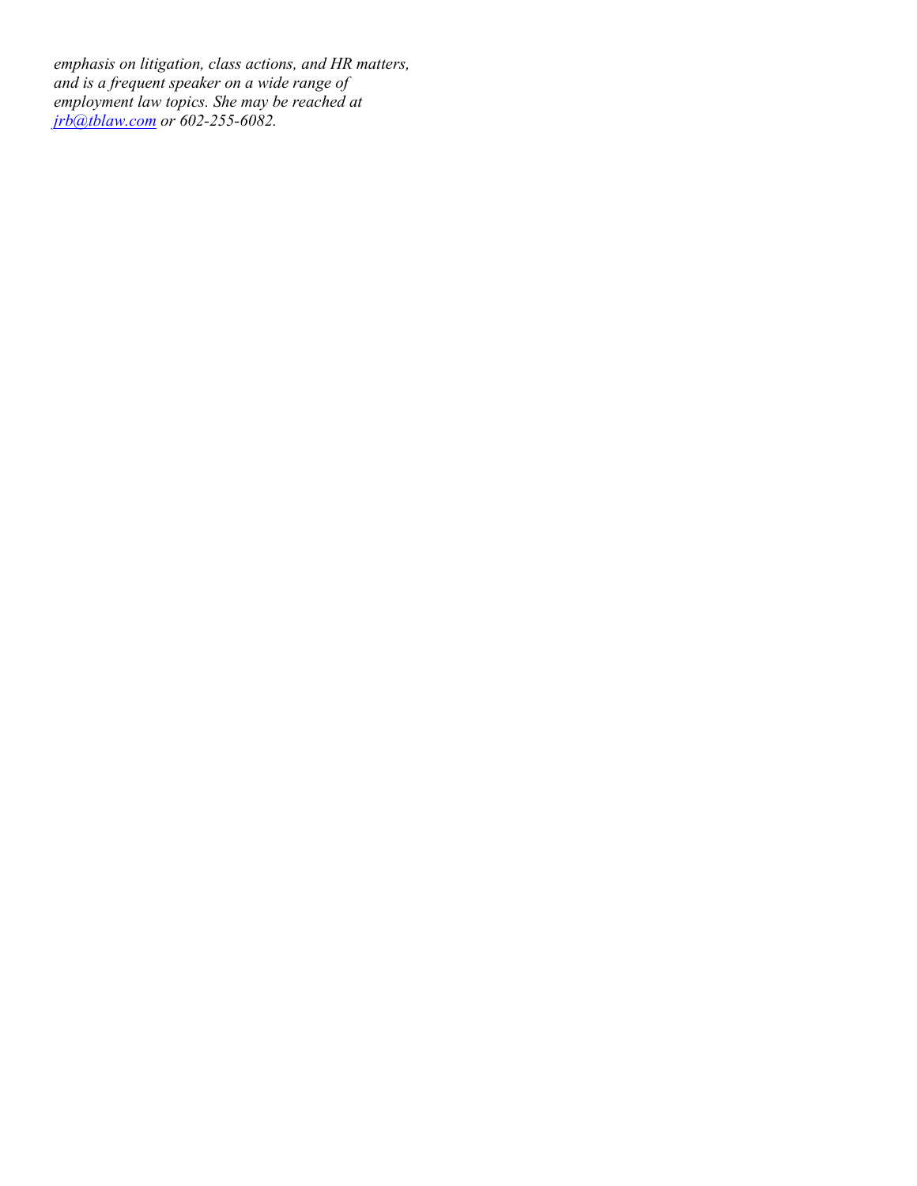*emphasis on litigation, class actions, and HR matters, and is a frequent speaker on a wide range of employment law topics. She may be reached at [jrb@tblaw.com](mailto:jrb@tblaw.com) or 602-255-6082.*